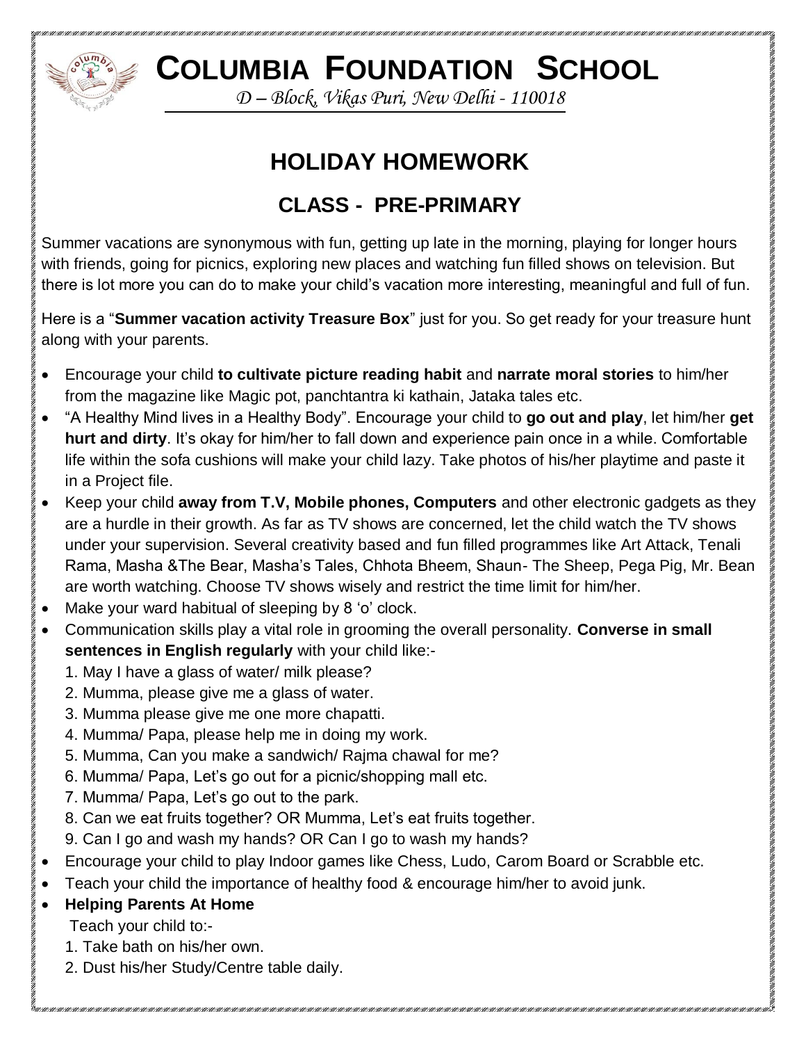# COLUMBIA FOUNDATION SCHOOL

*D – Block, Vikas Puri, New Delhi - 110018*

## HOLIDAY HOMEWORK

## CLASS - PRE-PRIMARY

Summer vacations are synonymous with fun, getting up late in the morning, playing for longer hours with friends, going for picnics, exploring new places and watching fun filled shows on television. But there is lot more you can do to make your child's vacation more interesting, meaningful and full of fun.

Here is a "**Summer vacation activity Treasure Box**" just for you. So get ready for your treasure hunt along with your parents.

- Encourage your child **to cultivate picture reading habit** and **narrate moral stories** to him/her from the magazine like Magic pot, panchtantra ki kathain, Jataka tales etc.
- "A Healthy Mind lives in a Healthy Body". Encourage your child to **go out and play**, let him/her **get hurt and dirty**. It's okay for him/her to fall down and experience pain once in a while. Comfortable life within the sofa cushions will make your child lazy. Take photos of his/her playtime and paste it in a Project file.
- Keep your child **away from T.V, Mobile phones, Computers** and other electronic gadgets as they are a hurdle in their growth. As far as TV shows are concerned, let the child watch the TV shows under your supervision. Several creativity based and fun filled programmes like Art Attack, Tenali Rama, Masha &The Bear, Masha's Tales, Chhota Bheem, Shaun- The Sheep, Pega Pig, Mr. Bean are worth watching. Choose TV shows wisely and restrict the time limit for him/her.
- Make your ward habitual of sleeping by 8 'o' clock.
- Communication skills play a vital role in grooming the overall personality. **Converse in small sentences in English regularly** with your child like:-
  1. May I have a glass of water/ milk please?
  2. Mumma, please give me a glass of water.
  3. Mumma please give me one more chapatti.
  4. Mumma/ Papa, please help me in doing my work.
  5. Mumma, Can you make a sandwich/ Rajma chawal for me?
  6. Mumma/ Papa, Let's go out for a picnic/shopping mall etc.
  7. Mumma/ Papa, Let's go out to the park.
  8. Can we eat fruits together? OR Mumma, Let's eat fruits together.
  9. Can I go and wash my hands? OR Can I go to wash my hands?
- Encourage your child to play Indoor games like Chess, Ludo, Carom Board or Scrabble etc.
- Teach your child the importance of healthy food & encourage him/her to avoid junk.
- **Helping Parents At Home**

  Teach your child to:-
  1. Take bath on his/her own.
  2. Dust his/her Study/Centre table daily.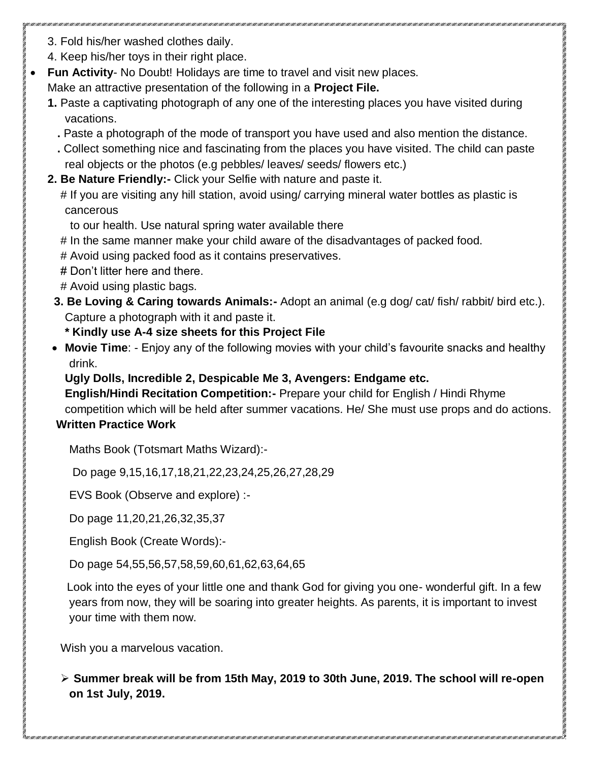3. Fold his/her washed clothes daily.
4. Keep his/her toys in their right place.

- **Fun Activity**- No Doubt! Holidays are time to travel and visit new places.
  Make an attractive presentation of the following in a **Project File.**

  **1.** Paste a captivating photograph of any one of the interesting places you have visited during vacations.

  **.** Paste a photograph of the mode of transport you have used and also mention the distance.

  **.** Collect something nice and fascinating from the places you have visited. The child can paste real objects or the photos (e.g pebbles/ leaves/ seeds/ flowers etc.)

  **2. Be Nature Friendly:-** Click your Selfie with nature and paste it.

  # If you are visiting any hill station, avoid using/ carrying mineral water bottles as plastic is cancerous to our health. Use natural spring water available there

  # In the same manner make your child aware of the disadvantages of packed food.

  # Avoid using packed food as it contains preservatives.

  **#** Don't litter here and there.

  # Avoid using plastic bags.

  **3. Be Loving & Caring towards Animals:-** Adopt an animal (e.g dog/ cat/ fish/ rabbit/ bird etc.). Capture a photograph with it and paste it.

  **\* Kindly use A-4 size sheets for this Project File**

- **Movie Time**: - Enjoy any of the following movies with your child's favourite snacks and healthy drink.

  **Ugly Dolls, Incredible 2, Despicable Me 3, Avengers: Endgame etc.**

  **English/Hindi Recitation Competition:-** Prepare your child for English / Hindi Rhyme competition which will be held after summer vacations. He/ She must use props and do actions.

**Written Practice Work**

Maths Book (Totsmart Maths Wizard):-

Do page 9,15,16,17,18,21,22,23,24,25,26,27,28,29

EVS Book (Observe and explore) :-

Do page 11,20,21,26,32,35,37

English Book (Create Words):-

Do page 54,55,56,57,58,59,60,61,62,63,64,65

Look into the eyes of your little one and thank God for giving you one- wonderful gift. In a few years from now, they will be soaring into greater heights. As parents, it is important to invest your time with them now.

Wish you a marvelous vacation.

- **Summer break will be from 15th May, 2019 to 30th June, 2019. The school will re-open on 1st July, 2019.**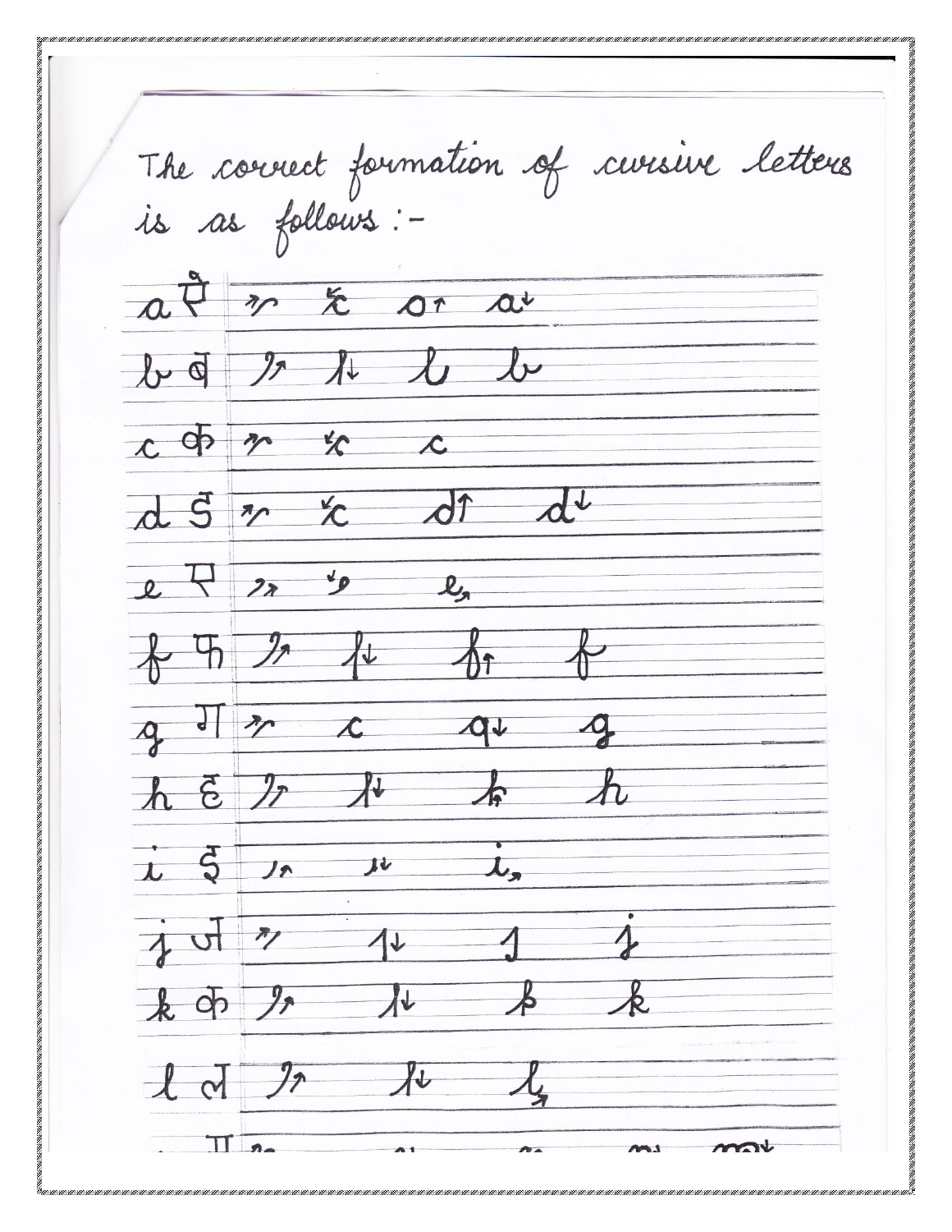The correct formation of cursive letters is as follows :-

| Letter | Hindi | Formation steps |
|---|---|---|
| a | ऐ | ↗ ↙ o↑ a↓ |
| b | ब | ↗ ↓ l b |
| c | क | ↗ ↙ c |
| d | डे | ↗ ↙ d↑ d↓ |
| e | ए | ↗ ↙ e↗ |
| f | फ | ↗ ↓ f↑ f |
| g | ग | ↗ c q↓ g |
| h | ह | ↗ ↓ h |
| i | इ | ↗ ↓ i↗ |
| j | ज | ↗ ↓ j |
| k | क | ↗ ↓ k |
| l | ल | ↗ ↓ l↗ |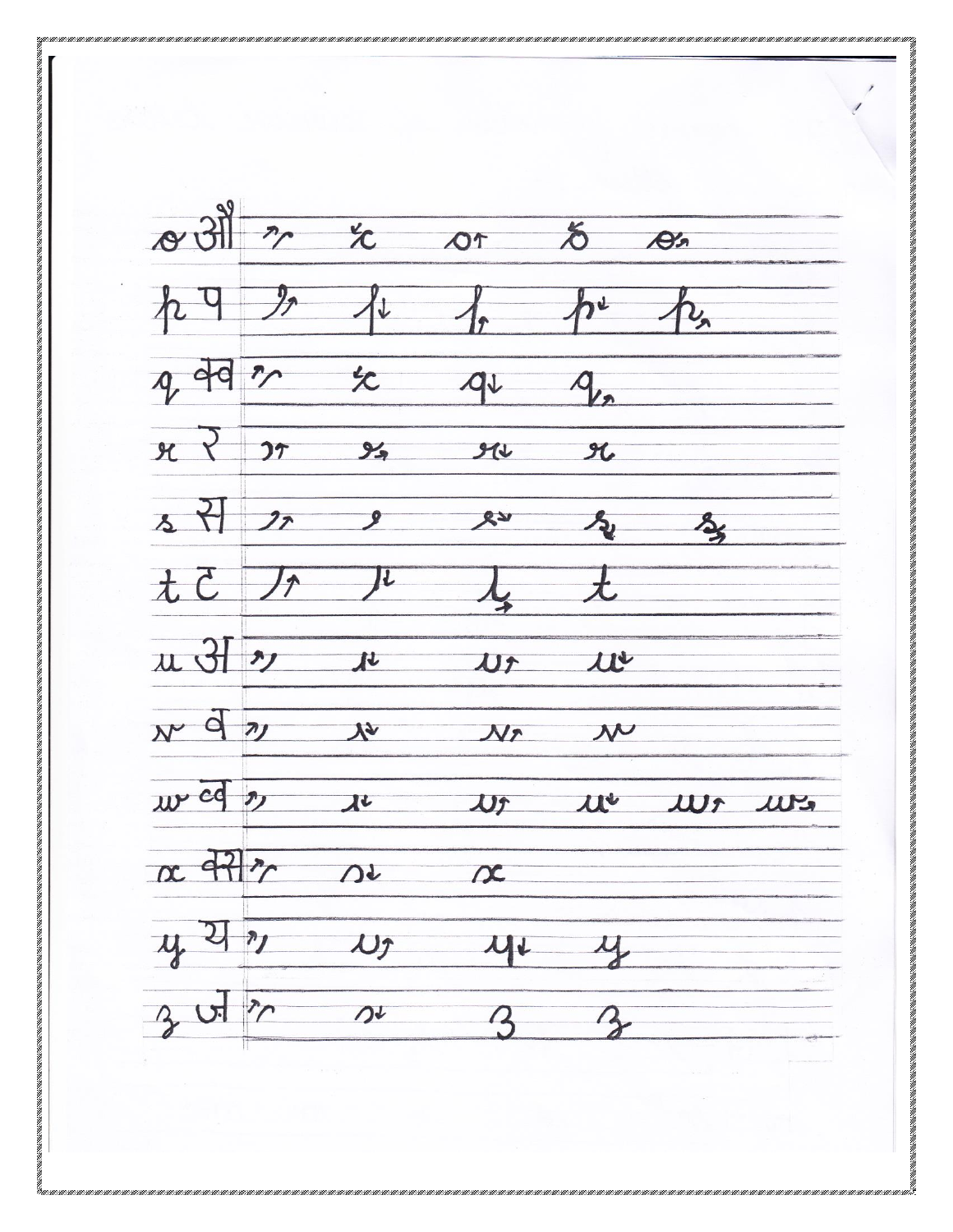o औ

p प

q क्व

r र

s स

t ट

u अ

v व

w व्व

x क्स

y य

z ज़